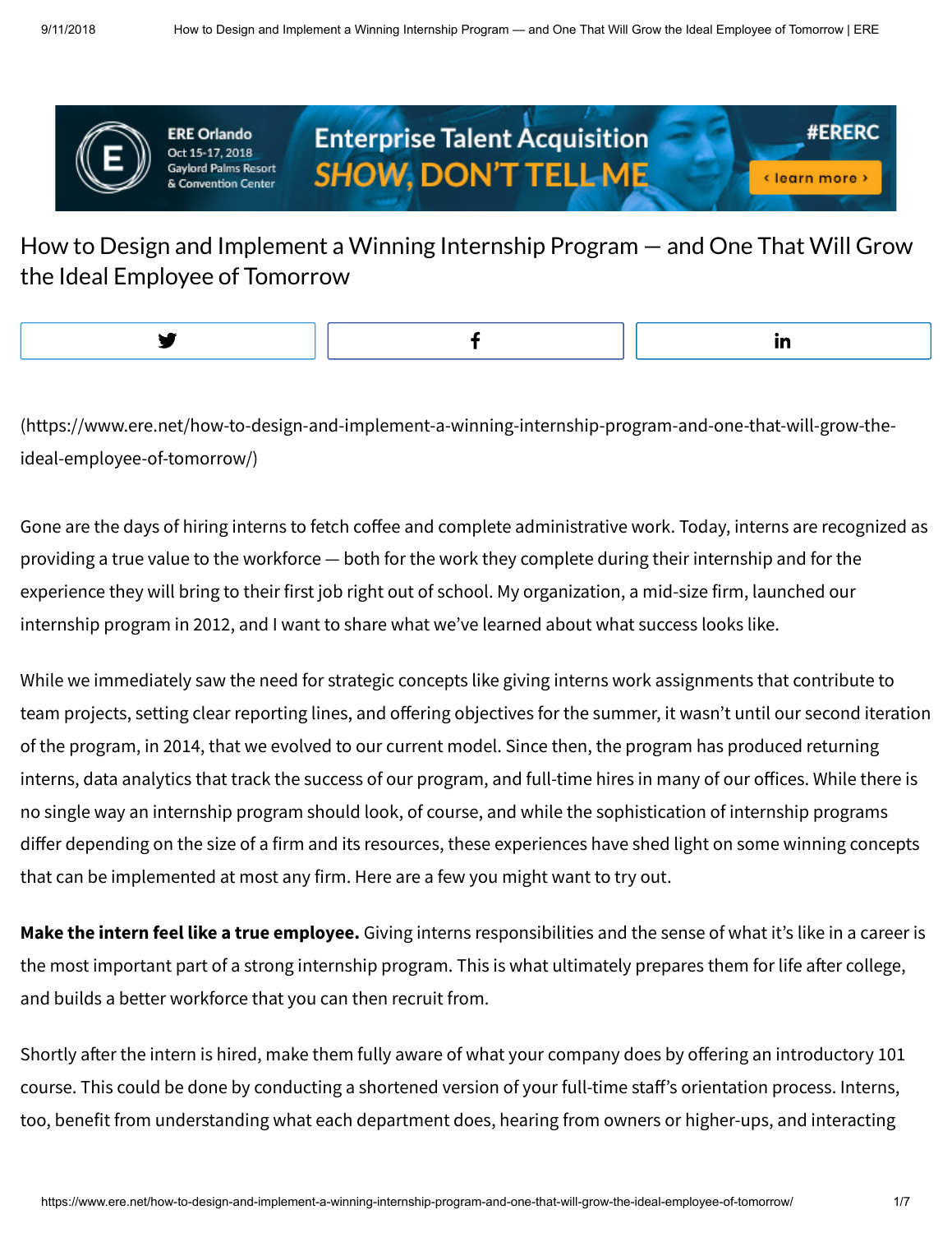# How to Design and Implement a Winning Internship Program — and One That Will Grow the Ideal Employee of Tomorrow

(https://www.ere.net/how-to-design-and-implement-a-winning-internship-program-and-one-that-will-grow-the-ideal-employee-of-tomorrow/)

Gone are the days of hiring interns to fetch coffee and complete administrative work. Today, interns are recognized as providing a true value to the workforce — both for the work they complete during their internship and for the experience they will bring to their first job right out of school. My organization, a mid-size firm, launched our internship program in 2012, and I want to share what we've learned about what success looks like.

While we immediately saw the need for strategic concepts like giving interns work assignments that contribute to team projects, setting clear reporting lines, and offering objectives for the summer, it wasn't until our second iteration of the program, in 2014, that we evolved to our current model. Since then, the program has produced returning interns, data analytics that track the success of our program, and full-time hires in many of our offices. While there is no single way an internship program should look, of course, and while the sophistication of internship programs differ depending on the size of a firm and its resources, these experiences have shed light on some winning concepts that can be implemented at most any firm. Here are a few you might want to try out.

**Make the intern feel like a true employee.** Giving interns responsibilities and the sense of what it's like in a career is the most important part of a strong internship program. This is what ultimately prepares them for life after college, and builds a better workforce that you can then recruit from.

Shortly after the intern is hired, make them fully aware of what your company does by offering an introductory 101 course. This could be done by conducting a shortened version of your full-time staff's orientation process. Interns, too, benefit from understanding what each department does, hearing from owners or higher-ups, and interacting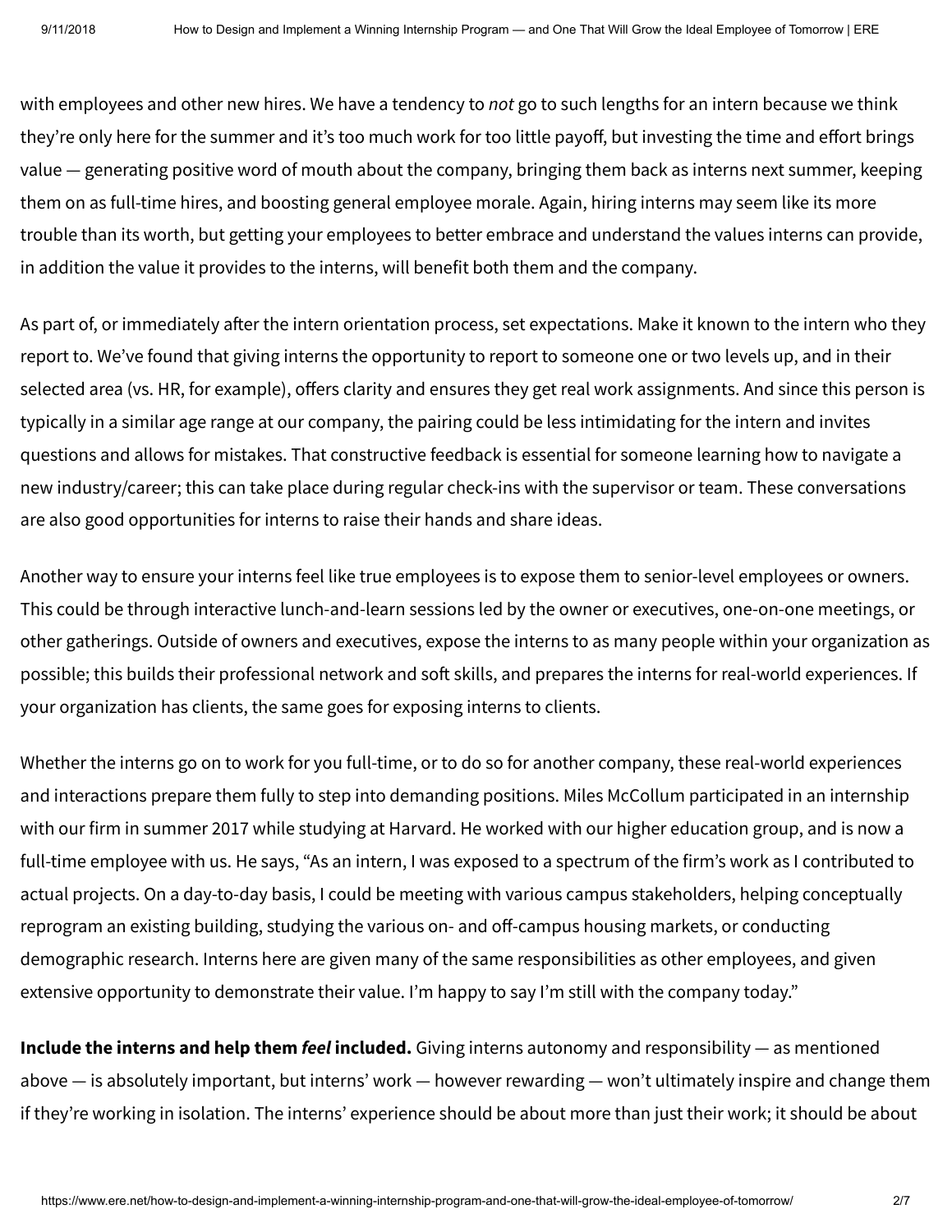with employees and other new hires. We have a tendency to *not* go to such lengths for an intern because we think they're only here for the summer and it's too much work for too little payoff, but investing the time and effort brings value — generating positive word of mouth about the company, bringing them back as interns next summer, keeping them on as full-time hires, and boosting general employee morale. Again, hiring interns may seem like its more trouble than its worth, but getting your employees to better embrace and understand the values interns can provide, in addition the value it provides to the interns, will benefit both them and the company.

As part of, or immediately after the intern orientation process, set expectations. Make it known to the intern who they report to. We've found that giving interns the opportunity to report to someone one or two levels up, and in their selected area (vs. HR, for example), offers clarity and ensures they get real work assignments. And since this person is typically in a similar age range at our company, the pairing could be less intimidating for the intern and invites questions and allows for mistakes. That constructive feedback is essential for someone learning how to navigate a new industry/career; this can take place during regular check-ins with the supervisor or team. These conversations are also good opportunities for interns to raise their hands and share ideas.

Another way to ensure your interns feel like true employees is to expose them to senior-level employees or owners. This could be through interactive lunch-and-learn sessions led by the owner or executives, one-on-one meetings, or other gatherings. Outside of owners and executives, expose the interns to as many people within your organization as possible; this builds their professional network and soft skills, and prepares the interns for real-world experiences. If your organization has clients, the same goes for exposing interns to clients.

Whether the interns go on to work for you full-time, or to do so for another company, these real-world experiences and interactions prepare them fully to step into demanding positions. Miles McCollum participated in an internship with our firm in summer 2017 while studying at Harvard. He worked with our higher education group, and is now a full-time employee with us. He says, "As an intern, I was exposed to a spectrum of the firm's work as I contributed to actual projects. On a day-to-day basis, I could be meeting with various campus stakeholders, helping conceptually reprogram an existing building, studying the various on- and off-campus housing markets, or conducting demographic research. Interns here are given many of the same responsibilities as other employees, and given extensive opportunity to demonstrate their value. I'm happy to say I'm still with the company today."

**Include the interns and help them *feel* included.** Giving interns autonomy and responsibility — as mentioned above — is absolutely important, but interns' work — however rewarding — won't ultimately inspire and change them if they're working in isolation. The interns' experience should be about more than just their work; it should be about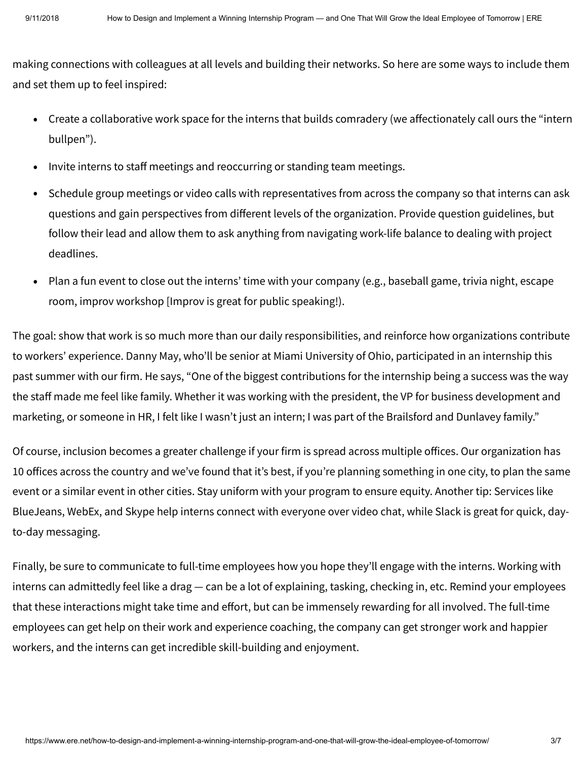making connections with colleagues at all levels and building their networks. So here are some ways to include them and set them up to feel inspired:

- Create a collaborative work space for the interns that builds comradery (we affectionately call ours the "intern bullpen").
- Invite interns to staff meetings and reoccurring or standing team meetings.
- Schedule group meetings or video calls with representatives from across the company so that interns can ask questions and gain perspectives from different levels of the organization. Provide question guidelines, but follow their lead and allow them to ask anything from navigating work-life balance to dealing with project deadlines.
- Plan a fun event to close out the interns' time with your company (e.g., baseball game, trivia night, escape room, improv workshop [Improv is great for public speaking!).

The goal: show that work is so much more than our daily responsibilities, and reinforce how organizations contribute to workers' experience. Danny May, who'll be senior at Miami University of Ohio, participated in an internship this past summer with our firm. He says, "One of the biggest contributions for the internship being a success was the way the staff made me feel like family. Whether it was working with the president, the VP for business development and marketing, or someone in HR, I felt like I wasn't just an intern; I was part of the Brailsford and Dunlavey family."

Of course, inclusion becomes a greater challenge if your firm is spread across multiple offices. Our organization has 10 offices across the country and we've found that it's best, if you're planning something in one city, to plan the same event or a similar event in other cities. Stay uniform with your program to ensure equity. Another tip: Services like BlueJeans, WebEx, and Skype help interns connect with everyone over video chat, while Slack is great for quick, day-to-day messaging.

Finally, be sure to communicate to full-time employees how you hope they'll engage with the interns. Working with interns can admittedly feel like a drag — can be a lot of explaining, tasking, checking in, etc. Remind your employees that these interactions might take time and effort, but can be immensely rewarding for all involved. The full-time employees can get help on their work and experience coaching, the company can get stronger work and happier workers, and the interns can get incredible skill-building and enjoyment.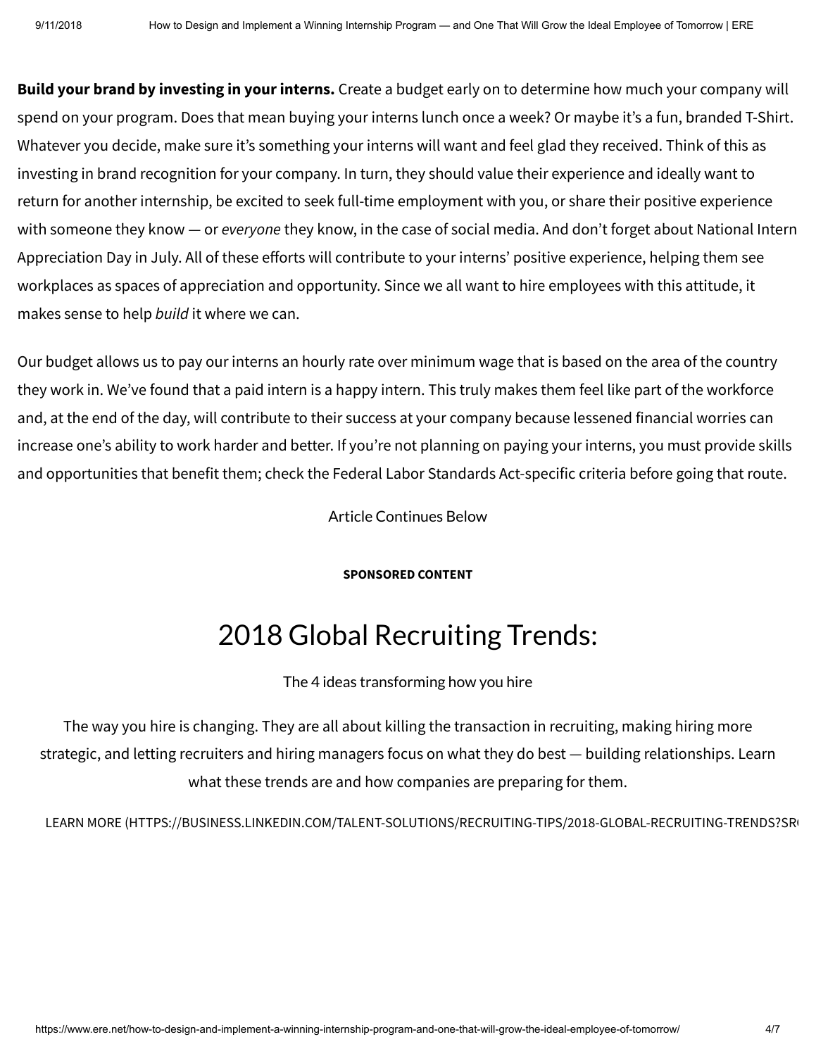**Build your brand by investing in your interns.** Create a budget early on to determine how much your company will spend on your program. Does that mean buying your interns lunch once a week? Or maybe it's a fun, branded T-Shirt. Whatever you decide, make sure it's something your interns will want and feel glad they received. Think of this as investing in brand recognition for your company. In turn, they should value their experience and ideally want to return for another internship, be excited to seek full-time employment with you, or share their positive experience with someone they know — or *everyone* they know, in the case of social media. And don't forget about National Intern Appreciation Day in July. All of these efforts will contribute to your interns' positive experience, helping them see workplaces as spaces of appreciation and opportunity. Since we all want to hire employees with this attitude, it makes sense to help *build* it where we can.

Our budget allows us to pay our interns an hourly rate over minimum wage that is based on the area of the country they work in. We've found that a paid intern is a happy intern. This truly makes them feel like part of the workforce and, at the end of the day, will contribute to their success at your company because lessened financial worries can increase one's ability to work harder and better. If you're not planning on paying your interns, you must provide skills and opportunities that benefit them; check the Federal Labor Standards Act-specific criteria before going that route.

Article Continues Below

**SPONSORED CONTENT**

# 2018 Global Recruiting Trends:

The 4 ideas transforming how you hire

The way you hire is changing. They are all about killing the transaction in recruiting, making hiring more strategic, and letting recruiters and hiring managers focus on what they do best — building relationships. Learn what these trends are and how companies are preparing for them.

LEARN MORE (HTTPS://BUSINESS.LINKEDIN.COM/TALENT-SOLUTIONS/RECRUITING-TIPS/2018-GLOBAL-RECRUITING-TRENDS?SR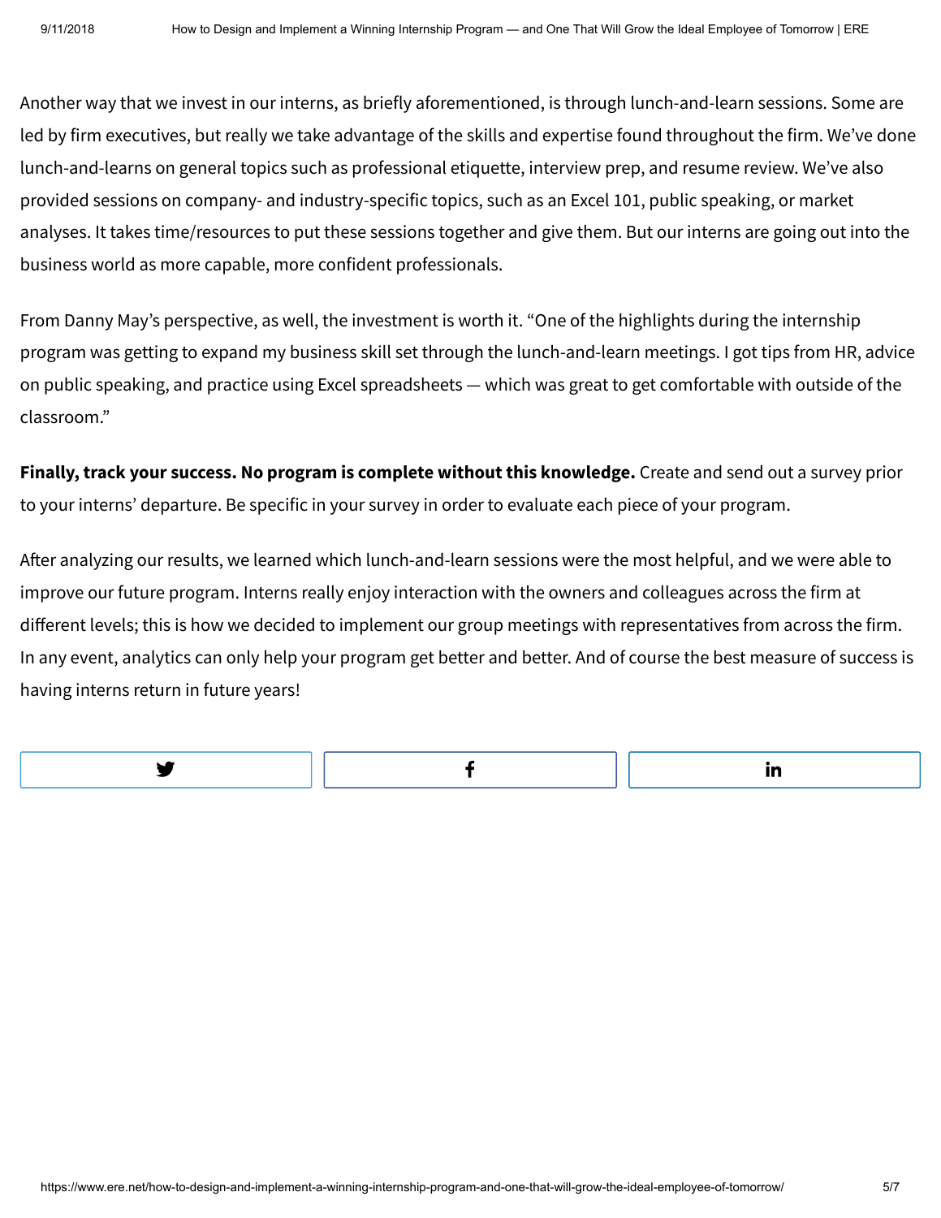Another way that we invest in our interns, as briefly aforementioned, is through lunch-and-learn sessions. Some are led by firm executives, but really we take advantage of the skills and expertise found throughout the firm. We've done lunch-and-learns on general topics such as professional etiquette, interview prep, and resume review. We've also provided sessions on company- and industry-specific topics, such as an Excel 101, public speaking, or market analyses. It takes time/resources to put these sessions together and give them. But our interns are going out into the business world as more capable, more confident professionals.

From Danny May's perspective, as well, the investment is worth it. "One of the highlights during the internship program was getting to expand my business skill set through the lunch-and-learn meetings. I got tips from HR, advice on public speaking, and practice using Excel spreadsheets — which was great to get comfortable with outside of the classroom."

**Finally, track your success. No program is complete without this knowledge.** Create and send out a survey prior to your interns' departure. Be specific in your survey in order to evaluate each piece of your program.

After analyzing our results, we learned which lunch-and-learn sessions were the most helpful, and we were able to improve our future program. Interns really enjoy interaction with the owners and colleagues across the firm at different levels; this is how we decided to implement our group meetings with representatives from across the firm. In any event, analytics can only help your program get better and better. And of course the best measure of success is having interns return in future years!